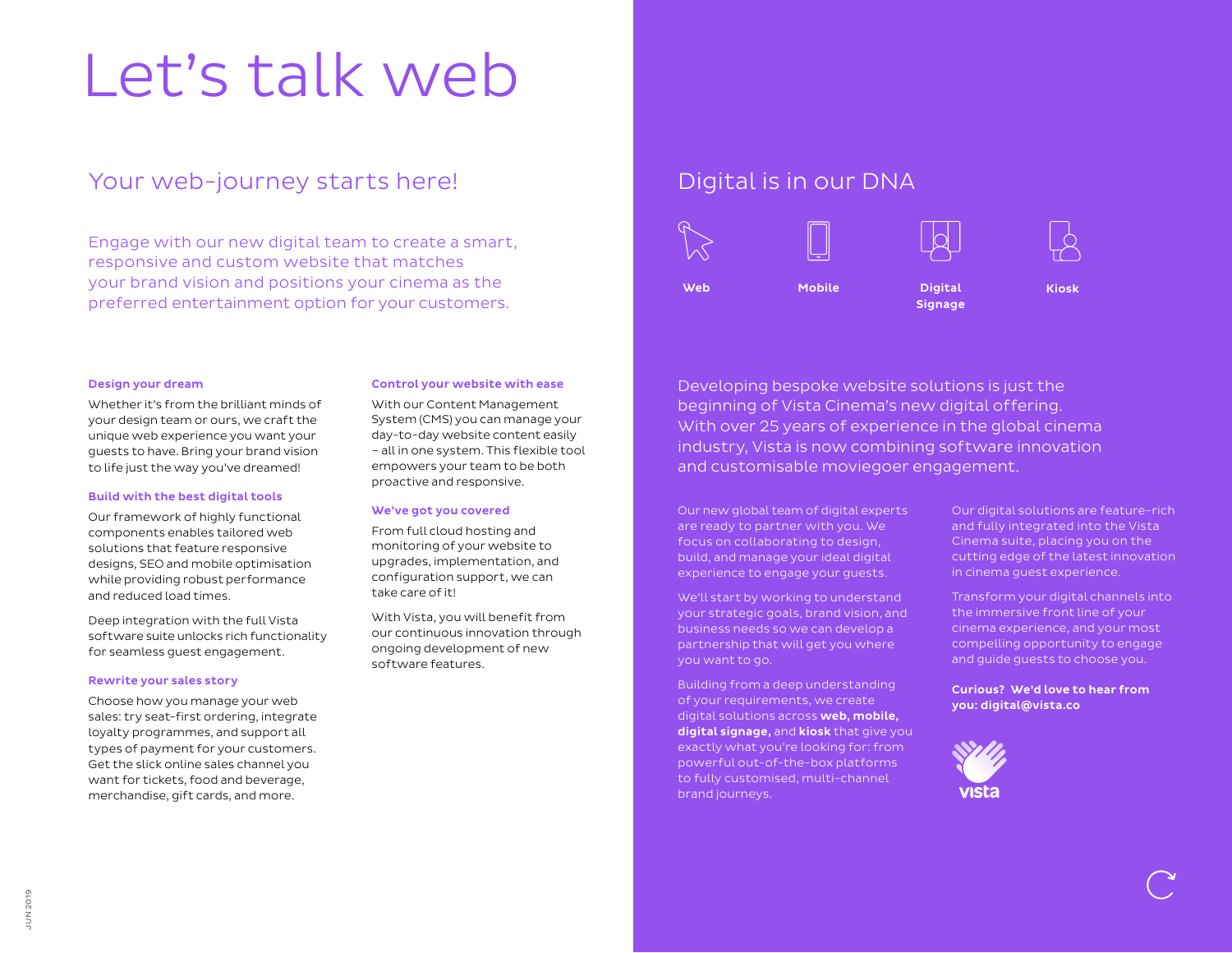# Let’s talk web

## Your web-journey starts here!

Engage with our new digital team to create a smart, responsive and custom website that matches your brand vision and positions your cinema as the preferred entertainment option for your customers.

### Design your dream

Whether it’s from the brilliant minds of your design team or ours, we craft the unique web experience you want your guests to have. Bring your brand vision to life just the way you’ve dreamed!

### Build with the best digital tools

Our framework of highly functional components enables tailored web solutions that feature responsive designs, SEO and mobile optimisation while providing robust performance and reduced load times.

Deep integration with the full Vista software suite unlocks rich functionality for seamless guest engagement.

### Rewrite your sales story

Choose how you manage your web sales: try seat-first ordering, integrate loyalty programmes, and support all types of payment for your customers. Get the slick online sales channel you want for tickets, food and beverage, merchandise, gift cards, and more.

### Control your website with ease

With our Content Management System (CMS) you can manage your day-to-day website content easily – all in one system. This flexible tool empowers your team to be both proactive and responsive.

### We’ve got you covered

From full cloud hosting and monitoring of your website to upgrades, implementation, and configuration support, we can take care of it!

With Vista, you will benefit from our continuous innovation through ongoing development of new software features.

## Digital is in our DNA

**Web** **Mobile** **Digital Signage** **Kiosk**

Developing bespoke website solutions is just the beginning of Vista Cinema’s new digital offering. With over 25 years of experience in the global cinema industry, Vista is now combining software innovation and customisable moviegoer engagement.

Our new global team of digital experts are ready to partner with you. We focus on collaborating to design, build, and manage your ideal digital experience to engage your guests.

We’ll start by working to understand your strategic goals, brand vision, and business needs so we can develop a partnership that will get you where you want to go.

Building from a deep understanding of your requirements, we create digital solutions across **web, mobile, digital signage,** and **kiosk** that give you exactly what you’re looking for: from powerful out-of-the-box platforms to fully customised, multi-channel brand journeys.

Our digital solutions are feature-rich and fully integrated into the Vista Cinema suite, placing you on the cutting edge of the latest innovation in cinema guest experience.

Transform your digital channels into the immersive front line of your cinema experience, and your most compelling opportunity to engage and guide guests to choose you.

**Curious? We’d love to hear from you: digital@vista.co**

vista

JUN 2019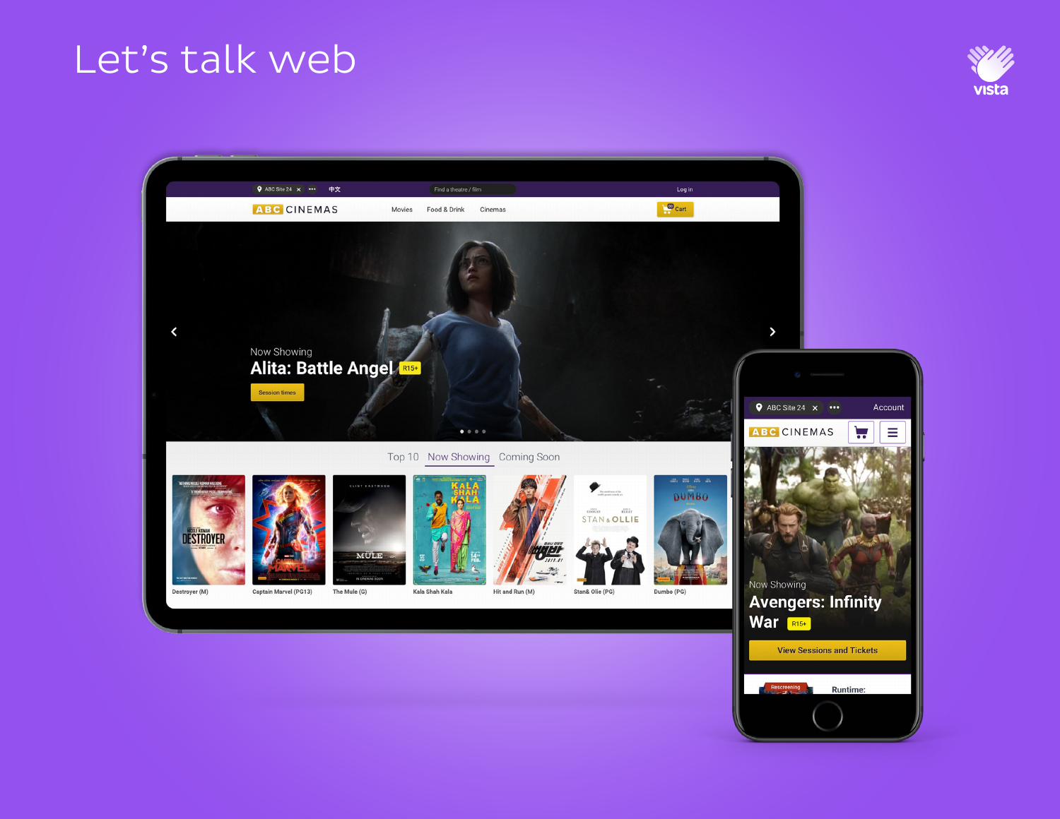# Let’s talk web